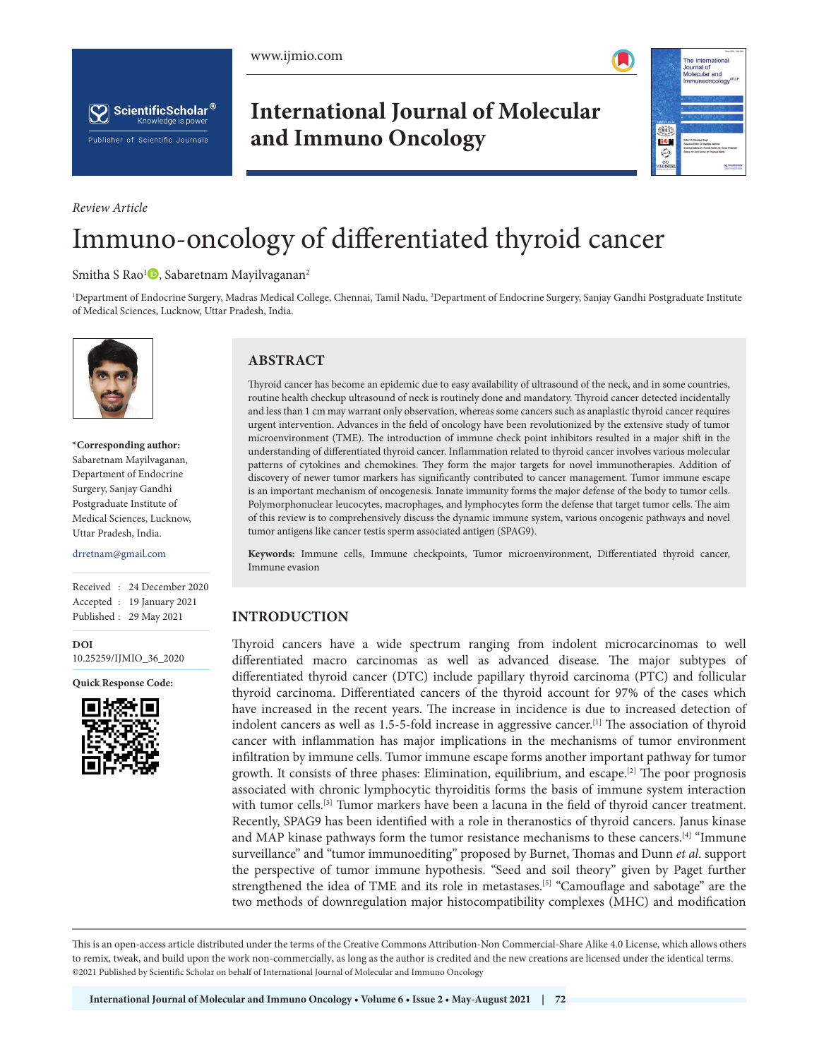*Review Article*

# Immuno-oncology of differentiated thyroid cancer

Smitha S Rao[1], Sabaretnam Mayilvaganan[2]

[1]Department of Endocrine Surgery, Madras Medical College, Chennai, Tamil Nadu, [2]Department of Endocrine Surgery, Sanjay Gandhi Postgraduate Institute of Medical Sciences, Lucknow, Uttar Pradesh, India.

**\*Corresponding author:** Sabaretnam Mayilvaganan, Department of Endocrine Surgery, Sanjay Gandhi Postgraduate Institute of Medical Sciences, Lucknow, Uttar Pradesh, India.

drretnam@gmail.com

Received : 24 December 2020
Accepted : 19 January 2021
Published : 29 May 2021

**DOI**
10.25259/IJMIO_36_2020

**Quick Response Code:**

## ABSTRACT

Thyroid cancer has become an epidemic due to easy availability of ultrasound of the neck, and in some countries, routine health checkup ultrasound of neck is routinely done and mandatory. Thyroid cancer detected incidentally and less than 1 cm may warrant only observation, whereas some cancers such as anaplastic thyroid cancer requires urgent intervention. Advances in the field of oncology have been revolutionized by the extensive study of tumor microenvironment (TME). The introduction of immune check point inhibitors resulted in a major shift in the understanding of differentiated thyroid cancer. Inflammation related to thyroid cancer involves various molecular patterns of cytokines and chemokines. They form the major targets for novel immunotherapies. Addition of discovery of newer tumor markers has significantly contributed to cancer management. Tumor immune escape is an important mechanism of oncogenesis. Innate immunity forms the major defense of the body to tumor cells. Polymorphonuclear leucocytes, macrophages, and lymphocytes form the defense that target tumor cells. The aim of this review is to comprehensively discuss the dynamic immune system, various oncogenic pathways and novel tumor antigens like cancer testis sperm associated antigen (SPAG9).

**Keywords:** Immune cells, Immune checkpoints, Tumor microenvironment, Differentiated thyroid cancer, Immune evasion

## INTRODUCTION

Thyroid cancers have a wide spectrum ranging from indolent microcarcinomas to well differentiated macro carcinomas as well as advanced disease. The major subtypes of differentiated thyroid cancer (DTC) include papillary thyroid carcinoma (PTC) and follicular thyroid carcinoma. Differentiated cancers of the thyroid account for 97% of the cases which have increased in the recent years. The increase in incidence is due to increased detection of indolent cancers as well as 1.5-5-fold increase in aggressive cancer.[1] The association of thyroid cancer with inflammation has major implications in the mechanisms of tumor environment infiltration by immune cells. Tumor immune escape forms another important pathway for tumor growth. It consists of three phases: Elimination, equilibrium, and escape.[2] The poor prognosis associated with chronic lymphocytic thyroiditis forms the basis of immune system interaction with tumor cells.[3] Tumor markers have been a lacuna in the field of thyroid cancer treatment. Recently, SPAG9 has been identified with a role in theranostics of thyroid cancers. Janus kinase and MAP kinase pathways form the tumor resistance mechanisms to these cancers.[4] "Immune surveillance" and "tumor immunoediting" proposed by Burnet, Thomas and Dunn *et al*. support the perspective of tumor immune hypothesis. "Seed and soil theory" given by Paget further strengthened the idea of TME and its role in metastases.[5] "Camouflage and sabotage" are the two methods of downregulation major histocompatibility complexes (MHC) and modification

This is an open-access article distributed under the terms of the Creative Commons Attribution-Non Commercial-Share Alike 4.0 License, which allows others to remix, tweak, and build upon the work non-commercially, as long as the author is credited and the new creations are licensed under the identical terms.
©2021 Published by Scientific Scholar on behalf of International Journal of Molecular and Immuno Oncology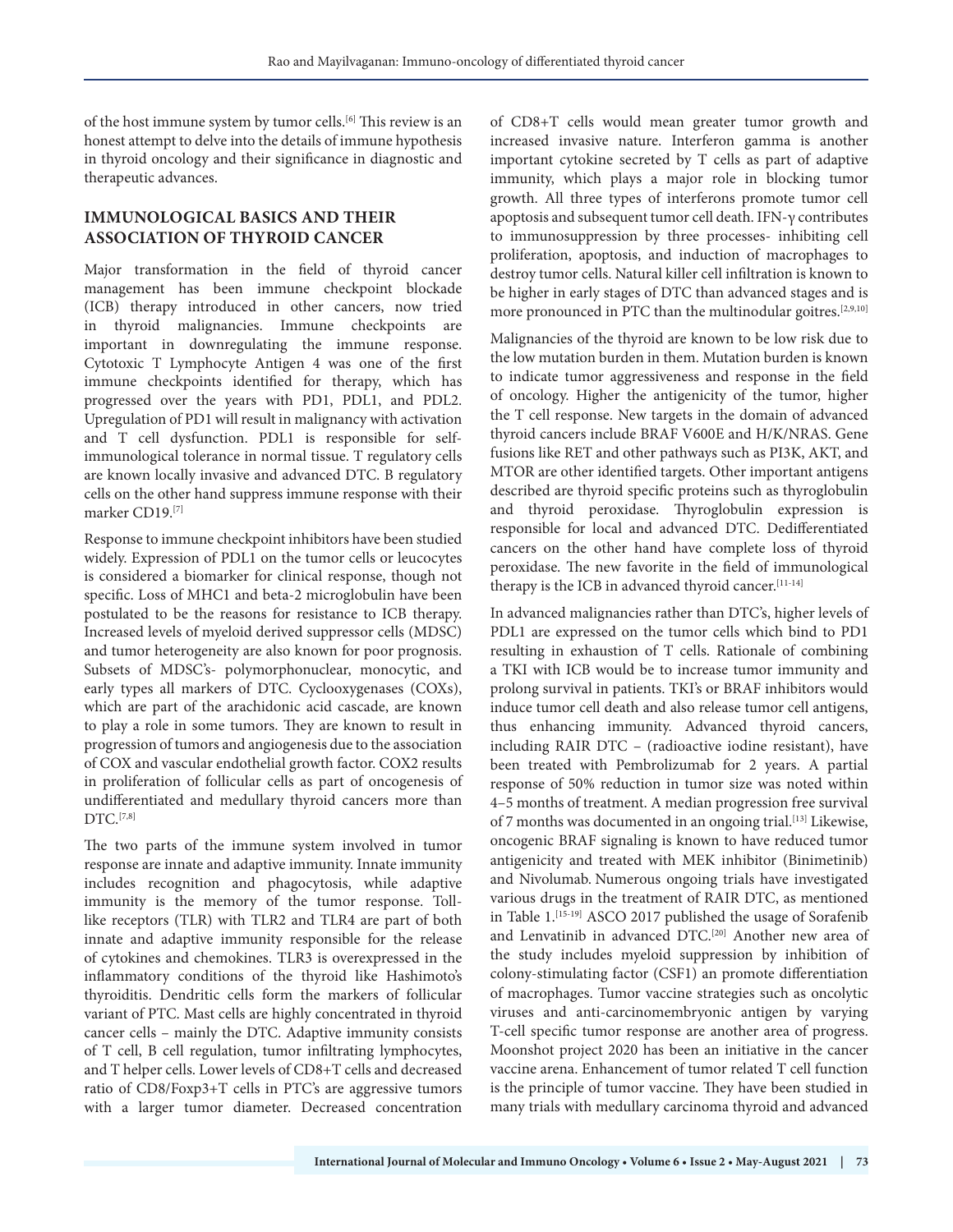of the host immune system by tumor cells.[6] This review is an honest attempt to delve into the details of immune hypothesis in thyroid oncology and their significance in diagnostic and therapeutic advances.

## IMMUNOLOGICAL BASICS AND THEIR ASSOCIATION OF THYROID CANCER

Major transformation in the field of thyroid cancer management has been immune checkpoint blockade (ICB) therapy introduced in other cancers, now tried in thyroid malignancies. Immune checkpoints are important in downregulating the immune response. Cytotoxic T Lymphocyte Antigen 4 was one of the first immune checkpoints identified for therapy, which has progressed over the years with PD1, PDL1, and PDL2. Upregulation of PD1 will result in malignancy with activation and T cell dysfunction. PDL1 is responsible for self-immunological tolerance in normal tissue. T regulatory cells are known locally invasive and advanced DTC. B regulatory cells on the other hand suppress immune response with their marker CD19.[7]

Response to immune checkpoint inhibitors have been studied widely. Expression of PDL1 on the tumor cells or leucocytes is considered a biomarker for clinical response, though not specific. Loss of MHC1 and beta-2 microglobulin have been postulated to be the reasons for resistance to ICB therapy. Increased levels of myeloid derived suppressor cells (MDSC) and tumor heterogeneity are also known for poor prognosis. Subsets of MDSC's- polymorphonuclear, monocytic, and early types all markers of DTC. Cyclooxygenases (COXs), which are part of the arachidonic acid cascade, are known to play a role in some tumors. They are known to result in progression of tumors and angiogenesis due to the association of COX and vascular endothelial growth factor. COX2 results in proliferation of follicular cells as part of oncogenesis of undifferentiated and medullary thyroid cancers more than DTC.[7,8]

The two parts of the immune system involved in tumor response are innate and adaptive immunity. Innate immunity includes recognition and phagocytosis, while adaptive immunity is the memory of the tumor response. Toll-like receptors (TLR) with TLR2 and TLR4 are part of both innate and adaptive immunity responsible for the release of cytokines and chemokines. TLR3 is overexpressed in the inflammatory conditions of the thyroid like Hashimoto's thyroiditis. Dendritic cells form the markers of follicular variant of PTC. Mast cells are highly concentrated in thyroid cancer cells – mainly the DTC. Adaptive immunity consists of T cell, B cell regulation, tumor infiltrating lymphocytes, and T helper cells. Lower levels of CD8+T cells and decreased ratio of CD8/Foxp3+T cells in PTC's are aggressive tumors with a larger tumor diameter. Decreased concentration of CD8+T cells would mean greater tumor growth and increased invasive nature. Interferon gamma is another important cytokine secreted by T cells as part of adaptive immunity, which plays a major role in blocking tumor growth. All three types of interferons promote tumor cell apoptosis and subsequent tumor cell death. IFN-γ contributes to immunosuppression by three processes- inhibiting cell proliferation, apoptosis, and induction of macrophages to destroy tumor cells. Natural killer cell infiltration is known to be higher in early stages of DTC than advanced stages and is more pronounced in PTC than the multinodular goitres.[2,9,10]

Malignancies of the thyroid are known to be low risk due to the low mutation burden in them. Mutation burden is known to indicate tumor aggressiveness and response in the field of oncology. Higher the antigenicity of the tumor, higher the T cell response. New targets in the domain of advanced thyroid cancers include BRAF V600E and H/K/NRAS. Gene fusions like RET and other pathways such as PI3K, AKT, and MTOR are other identified targets. Other important antigens described are thyroid specific proteins such as thyroglobulin and thyroid peroxidase. Thyroglobulin expression is responsible for local and advanced DTC. Dedifferentiated cancers on the other hand have complete loss of thyroid peroxidase. The new favorite in the field of immunological therapy is the ICB in advanced thyroid cancer.[11-14]

In advanced malignancies rather than DTC's, higher levels of PDL1 are expressed on the tumor cells which bind to PD1 resulting in exhaustion of T cells. Rationale of combining a TKI with ICB would be to increase tumor immunity and prolong survival in patients. TKI's or BRAF inhibitors would induce tumor cell death and also release tumor cell antigens, thus enhancing immunity. Advanced thyroid cancers, including RAIR DTC – (radioactive iodine resistant), have been treated with Pembrolizumab for 2 years. A partial response of 50% reduction in tumor size was noted within 4–5 months of treatment. A median progression free survival of 7 months was documented in an ongoing trial.[13] Likewise, oncogenic BRAF signaling is known to have reduced tumor antigenicity and treated with MEK inhibitor (Binimetinib) and Nivolumab. Numerous ongoing trials have investigated various drugs in the treatment of RAIR DTC, as mentioned in Table 1.[15-19] ASCO 2017 published the usage of Sorafenib and Lenvatinib in advanced DTC.[20] Another new area of the study includes myeloid suppression by inhibition of colony-stimulating factor (CSF1) an promote differentiation of macrophages. Tumor vaccine strategies such as oncolytic viruses and anti-carcinomembryonic antigen by varying T-cell specific tumor response are another area of progress. Moonshot project 2020 has been an initiative in the cancer vaccine arena. Enhancement of tumor related T cell function is the principle of tumor vaccine. They have been studied in many trials with medullary carcinoma thyroid and advanced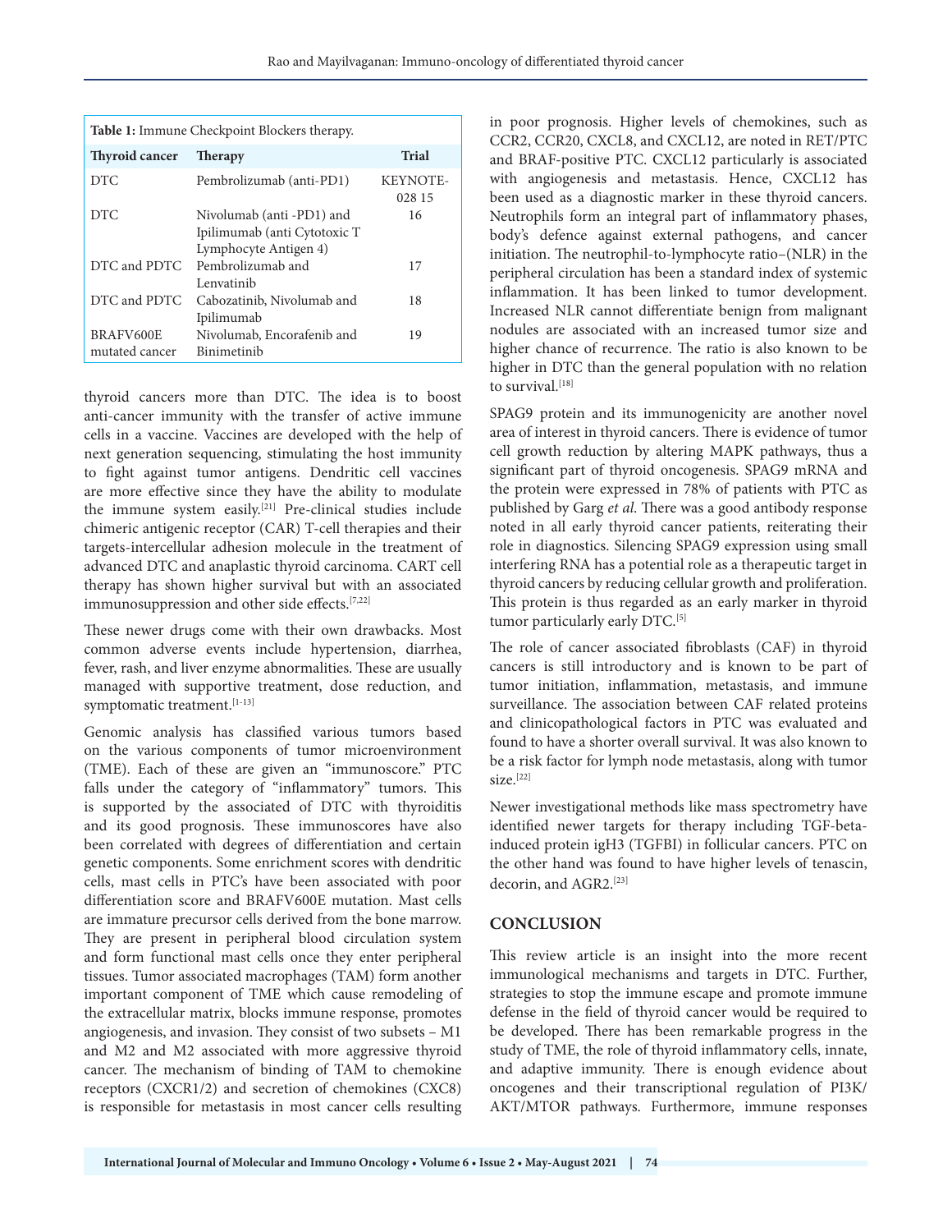**Table 1:** Immune Checkpoint Blockers therapy.

| Thyroid cancer | Therapy | Trial |
|---|---|---|
| DTC | Pembrolizumab (anti-PD1) | KEYNOTE-028 15 |
| DTC | Nivolumab (anti -PD1) and Ipilimumab (anti Cytotoxic T Lymphocyte Antigen 4) | 16 |
| DTC and PDTC | Pembrolizumab and Lenvatinib | 17 |
| DTC and PDTC | Cabozatinib, Nivolumab and Ipilimumab | 18 |
| BRAFV600E mutated cancer | Nivolumab, Encorafenib and Binimetinib | 19 |

thyroid cancers more than DTC. The idea is to boost anti-cancer immunity with the transfer of active immune cells in a vaccine. Vaccines are developed with the help of next generation sequencing, stimulating the host immunity to fight against tumor antigens. Dendritic cell vaccines are more effective since they have the ability to modulate the immune system easily.[21] Pre-clinical studies include chimeric antigenic receptor (CAR) T-cell therapies and their targets-intercellular adhesion molecule in the treatment of advanced DTC and anaplastic thyroid carcinoma. CART cell therapy has shown higher survival but with an associated immunosuppression and other side effects.[7,22]

These newer drugs come with their own drawbacks. Most common adverse events include hypertension, diarrhea, fever, rash, and liver enzyme abnormalities. These are usually managed with supportive treatment, dose reduction, and symptomatic treatment.[1-13]

Genomic analysis has classified various tumors based on the various components of tumor microenvironment (TME). Each of these are given an "immunoscore." PTC falls under the category of "inflammatory" tumors. This is supported by the associated of DTC with thyroiditis and its good prognosis. These immunoscores have also been correlated with degrees of differentiation and certain genetic components. Some enrichment scores with dendritic cells, mast cells in PTC's have been associated with poor differentiation score and BRAFV600E mutation. Mast cells are immature precursor cells derived from the bone marrow. They are present in peripheral blood circulation system and form functional mast cells once they enter peripheral tissues. Tumor associated macrophages (TAM) form another important component of TME which cause remodeling of the extracellular matrix, blocks immune response, promotes angiogenesis, and invasion. They consist of two subsets – M1 and M2 and M2 associated with more aggressive thyroid cancer. The mechanism of binding of TAM to chemokine receptors (CXCR1/2) and secretion of chemokines (CXC8) is responsible for metastasis in most cancer cells resulting in poor prognosis. Higher levels of chemokines, such as CCR2, CCR20, CXCL8, and CXCL12, are noted in RET/PTC and BRAF-positive PTC. CXCL12 particularly is associated with angiogenesis and metastasis. Hence, CXCL12 has been used as a diagnostic marker in these thyroid cancers. Neutrophils form an integral part of inflammatory phases, body's defence against external pathogens, and cancer initiation. The neutrophil-to-lymphocyte ratio–(NLR) in the peripheral circulation has been a standard index of systemic inflammation. It has been linked to tumor development. Increased NLR cannot differentiate benign from malignant nodules are associated with an increased tumor size and higher chance of recurrence. The ratio is also known to be higher in DTC than the general population with no relation to survival.[18]

SPAG9 protein and its immunogenicity are another novel area of interest in thyroid cancers. There is evidence of tumor cell growth reduction by altering MAPK pathways, thus a significant part of thyroid oncogenesis. SPAG9 mRNA and the protein were expressed in 78% of patients with PTC as published by Garg *et al*. There was a good antibody response noted in all early thyroid cancer patients, reiterating their role in diagnostics. Silencing SPAG9 expression using small interfering RNA has a potential role as a therapeutic target in thyroid cancers by reducing cellular growth and proliferation. This protein is thus regarded as an early marker in thyroid tumor particularly early DTC.[5]

The role of cancer associated fibroblasts (CAF) in thyroid cancers is still introductory and is known to be part of tumor initiation, inflammation, metastasis, and immune surveillance. The association between CAF related proteins and clinicopathological factors in PTC was evaluated and found to have a shorter overall survival. It was also known to be a risk factor for lymph node metastasis, along with tumor size.[22]

Newer investigational methods like mass spectrometry have identified newer targets for therapy including TGF-beta-induced protein igH3 (TGFBI) in follicular cancers. PTC on the other hand was found to have higher levels of tenascin, decorin, and AGR2.[23]

## CONCLUSION

This review article is an insight into the more recent immunological mechanisms and targets in DTC. Further, strategies to stop the immune escape and promote immune defense in the field of thyroid cancer would be required to be developed. There has been remarkable progress in the study of TME, the role of thyroid inflammatory cells, innate, and adaptive immunity. There is enough evidence about oncogenes and their transcriptional regulation of PI3K/AKT/MTOR pathways. Furthermore, immune responses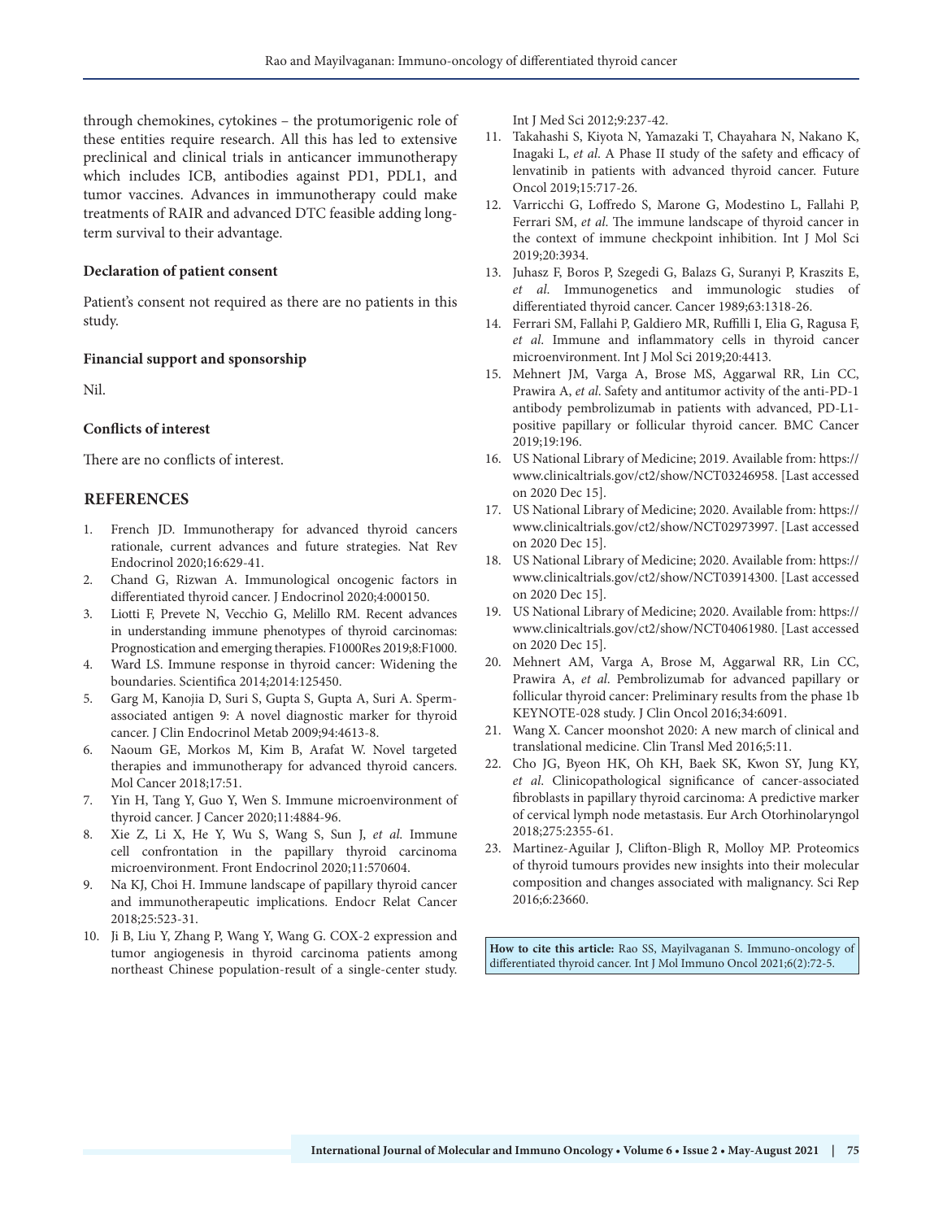through chemokines, cytokines – the protumorigenic role of these entities require research. All this has led to extensive preclinical and clinical trials in anticancer immunotherapy which includes ICB, antibodies against PD1, PDL1, and tumor vaccines. Advances in immunotherapy could make treatments of RAIR and advanced DTC feasible adding long-term survival to their advantage.

**Declaration of patient consent**

Patient's consent not required as there are no patients in this study.

**Financial support and sponsorship**

Nil.

**Conflicts of interest**

There are no conflicts of interest.

## REFERENCES

1. French JD. Immunotherapy for advanced thyroid cancers rationale, current advances and future strategies. Nat Rev Endocrinol 2020;16:629-41.
2. Chand G, Rizwan A. Immunological oncogenic factors in differentiated thyroid cancer. J Endocrinol 2020;4:000150.
3. Liotti F, Prevete N, Vecchio G, Melillo RM. Recent advances in understanding immune phenotypes of thyroid carcinomas: Prognostication and emerging therapies. F1000Res 2019;8:F1000.
4. Ward LS. Immune response in thyroid cancer: Widening the boundaries. Scientifica 2014;2014:125450.
5. Garg M, Kanojia D, Suri S, Gupta S, Gupta A, Suri A. Sperm-associated antigen 9: A novel diagnostic marker for thyroid cancer. J Clin Endocrinol Metab 2009;94:4613-8.
6. Naoum GE, Morkos M, Kim B, Arafat W. Novel targeted therapies and immunotherapy for advanced thyroid cancers. Mol Cancer 2018;17:51.
7. Yin H, Tang Y, Guo Y, Wen S. Immune microenvironment of thyroid cancer. J Cancer 2020;11:4884-96.
8. Xie Z, Li X, He Y, Wu S, Wang S, Sun J, *et al*. Immune cell confrontation in the papillary thyroid carcinoma microenvironment. Front Endocrinol 2020;11:570604.
9. Na KJ, Choi H. Immune landscape of papillary thyroid cancer and immunotherapeutic implications. Endocr Relat Cancer 2018;25:523-31.
10. Ji B, Liu Y, Zhang P, Wang Y, Wang G. COX-2 expression and tumor angiogenesis in thyroid carcinoma patients among northeast Chinese population-result of a single-center study. Int J Med Sci 2012;9:237-42.
11. Takahashi S, Kiyota N, Yamazaki T, Chayahara N, Nakano K, Inagaki L, *et al*. A Phase II study of the safety and efficacy of lenvatinib in patients with advanced thyroid cancer. Future Oncol 2019;15:717-26.
12. Varricchi G, Loffredo S, Marone G, Modestino L, Fallahi P, Ferrari SM, *et al*. The immune landscape of thyroid cancer in the context of immune checkpoint inhibition. Int J Mol Sci 2019;20:3934.
13. Juhasz F, Boros P, Szegedi G, Balazs G, Suranyi P, Kraszits E, *et al*. Immunogenetics and immunologic studies of differentiated thyroid cancer. Cancer 1989;63:1318-26.
14. Ferrari SM, Fallahi P, Galdiero MR, Ruffilli I, Elia G, Ragusa F, *et al*. Immune and inflammatory cells in thyroid cancer microenvironment. Int J Mol Sci 2019;20:4413.
15. Mehnert JM, Varga A, Brose MS, Aggarwal RR, Lin CC, Prawira A, *et al*. Safety and antitumor activity of the anti-PD-1 antibody pembrolizumab in patients with advanced, PD-L1-positive papillary or follicular thyroid cancer. BMC Cancer 2019;19:196.
16. US National Library of Medicine; 2019. Available from: https://www.clinicaltrials.gov/ct2/show/NCT03246958. [Last accessed on 2020 Dec 15].
17. US National Library of Medicine; 2020. Available from: https://www.clinicaltrials.gov/ct2/show/NCT02973997. [Last accessed on 2020 Dec 15].
18. US National Library of Medicine; 2020. Available from: https://www.clinicaltrials.gov/ct2/show/NCT03914300. [Last accessed on 2020 Dec 15].
19. US National Library of Medicine; 2020. Available from: https://www.clinicaltrials.gov/ct2/show/NCT04061980. [Last accessed on 2020 Dec 15].
20. Mehnert AM, Varga A, Brose M, Aggarwal RR, Lin CC, Prawira A, *et al*. Pembrolizumab for advanced papillary or follicular thyroid cancer: Preliminary results from the phase 1b KEYNOTE-028 study. J Clin Oncol 2016;34:6091.
21. Wang X. Cancer moonshot 2020: A new march of clinical and translational medicine. Clin Transl Med 2016;5:11.
22. Cho JG, Byeon HK, Oh KH, Baek SK, Kwon SY, Jung KY, *et al*. Clinicopathological significance of cancer-associated fibroblasts in papillary thyroid carcinoma: A predictive marker of cervical lymph node metastasis. Eur Arch Otorhinolaryngol 2018;275:2355-61.
23. Martinez-Aguilar J, Clifton-Bligh R, Molloy MP. Proteomics of thyroid tumours provides new insights into their molecular composition and changes associated with malignancy. Sci Rep 2016;6:23660.

**How to cite this article:** Rao SS, Mayilvaganan S. Immuno-oncology of differentiated thyroid cancer. Int J Mol Immuno Oncol 2021;6(2):72-5.